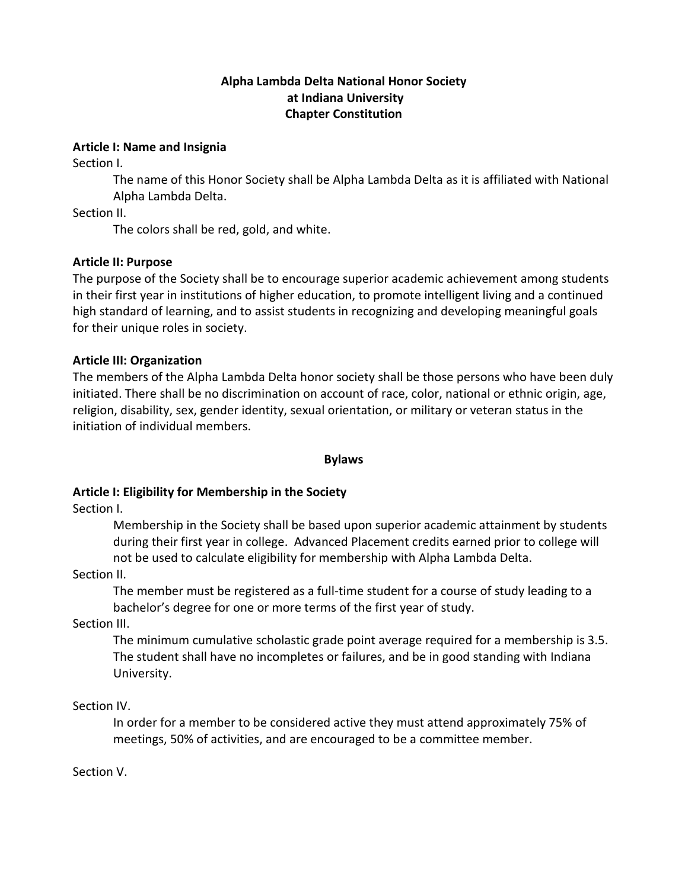# Alpha Lambda Delta National Honor Society at Indiana University Chapter Constitution

## Article I: Name and Insignia

Section I.

The name of this Honor Society shall be Alpha Lambda Delta as it is affiliated with National Alpha Lambda Delta.

Section II.

The colors shall be red, gold, and white.

## Article II: Purpose

The purpose of the Society shall be to encourage superior academic achievement among students in their first year in institutions of higher education, to promote intelligent living and a continued high standard of learning, and to assist students in recognizing and developing meaningful goals for their unique roles in society.

## Article III: Organization

The members of the Alpha Lambda Delta honor society shall be those persons who have been duly initiated. There shall be no discrimination on account of race, color, national or ethnic origin, age, religion, disability, sex, gender identity, sexual orientation, or military or veteran status in the initiation of individual members.

# Bylaws

## Article I: Eligibility for Membership in the Society

Section I.

Membership in the Society shall be based upon superior academic attainment by students during their first year in college. Advanced Placement credits earned prior to college will not be used to calculate eligibility for membership with Alpha Lambda Delta.

Section II.

The member must be registered as a full-time student for a course of study leading to a bachelor's degree for one or more terms of the first year of study.

Section III.

The minimum cumulative scholastic grade point average required for a membership is 3.5. The student shall have no incompletes or failures, and be in good standing with Indiana University.

Section IV.

In order for a member to be considered active they must attend approximately 75% of meetings, 50% of activities, and are encouraged to be a committee member.

Section V.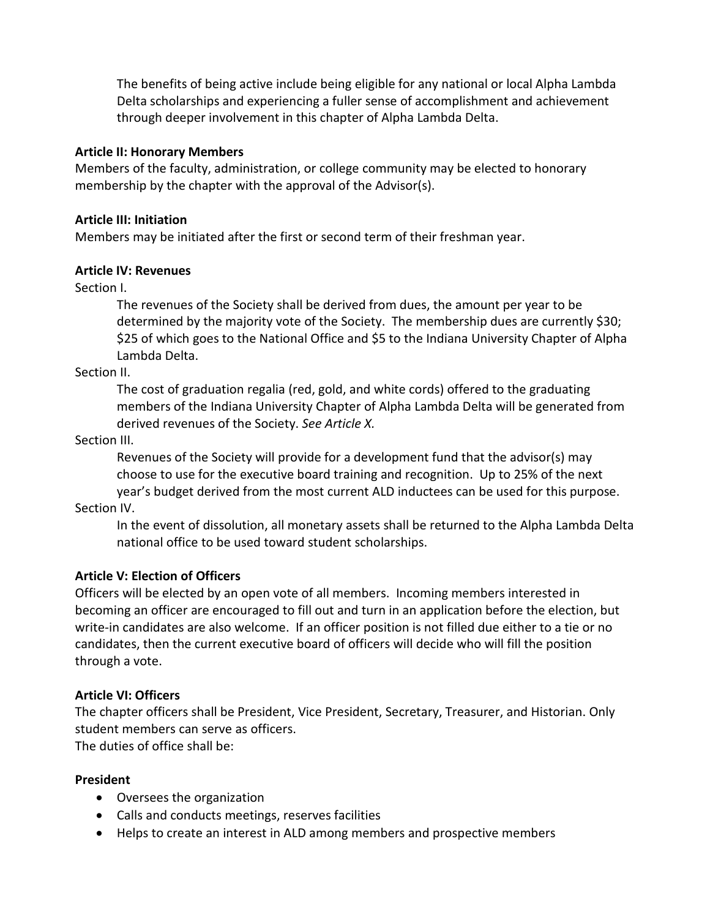The benefits of being active include being eligible for any national or local Alpha Lambda Delta scholarships and experiencing a fuller sense of accomplishment and achievement through deeper involvement in this chapter of Alpha Lambda Delta.

**Article II: Honorary Members**

Members of the faculty, administration, or college community may be elected to honorary membership by the chapter with the approval of the Advisor(s).

**Article III: Initiation**

Members may be initiated after the first or second term of their freshman year.

**Article IV: Revenues**

Section I.

The revenues of the Society shall be derived from dues, the amount per year to be determined by the majority vote of the Society. The membership dues are currently $30; $25 of which goes to the National Office and $5 to the Indiana University Chapter of Alpha Lambda Delta.

Section II.

The cost of graduation regalia (red, gold, and white cords) offered to the graduating members of the Indiana University Chapter of Alpha Lambda Delta will be generated from derived revenues of the Society. *See Article X.*

Section III.

Revenues of the Society will provide for a development fund that the advisor(s) may choose to use for the executive board training and recognition. Up to 25% of the next year's budget derived from the most current ALD inductees can be used for this purpose.

Section IV.

In the event of dissolution, all monetary assets shall be returned to the Alpha Lambda Delta national office to be used toward student scholarships.

**Article V: Election of Officers**

Officers will be elected by an open vote of all members. Incoming members interested in becoming an officer are encouraged to fill out and turn in an application before the election, but write-in candidates are also welcome. If an officer position is not filled due either to a tie or no candidates, then the current executive board of officers will decide who will fill the position through a vote.

**Article VI: Officers**

The chapter officers shall be President, Vice President, Secretary, Treasurer, and Historian. Only student members can serve as officers.
The duties of office shall be:

**President**

- Oversees the organization
- Calls and conducts meetings, reserves facilities
- Helps to create an interest in ALD among members and prospective members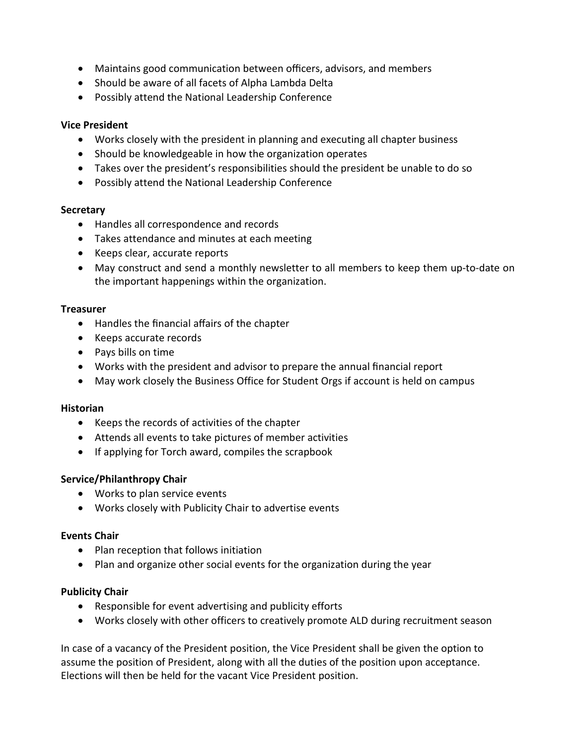- Maintains good communication between officers, advisors, and members
- Should be aware of all facets of Alpha Lambda Delta
- Possibly attend the National Leadership Conference

**Vice President**

- Works closely with the president in planning and executing all chapter business
- Should be knowledgeable in how the organization operates
- Takes over the president's responsibilities should the president be unable to do so
- Possibly attend the National Leadership Conference

**Secretary**

- Handles all correspondence and records
- Takes attendance and minutes at each meeting
- Keeps clear, accurate reports
- May construct and send a monthly newsletter to all members to keep them up-to-date on the important happenings within the organization.

**Treasurer**

- Handles the financial affairs of the chapter
- Keeps accurate records
- Pays bills on time
- Works with the president and advisor to prepare the annual financial report
- May work closely the Business Office for Student Orgs if account is held on campus

**Historian**

- Keeps the records of activities of the chapter
- Attends all events to take pictures of member activities
- If applying for Torch award, compiles the scrapbook

**Service/Philanthropy Chair**

- Works to plan service events
- Works closely with Publicity Chair to advertise events

**Events Chair**

- Plan reception that follows initiation
- Plan and organize other social events for the organization during the year

**Publicity Chair**

- Responsible for event advertising and publicity efforts
- Works closely with other officers to creatively promote ALD during recruitment season

In case of a vacancy of the President position, the Vice President shall be given the option to assume the position of President, along with all the duties of the position upon acceptance. Elections will then be held for the vacant Vice President position.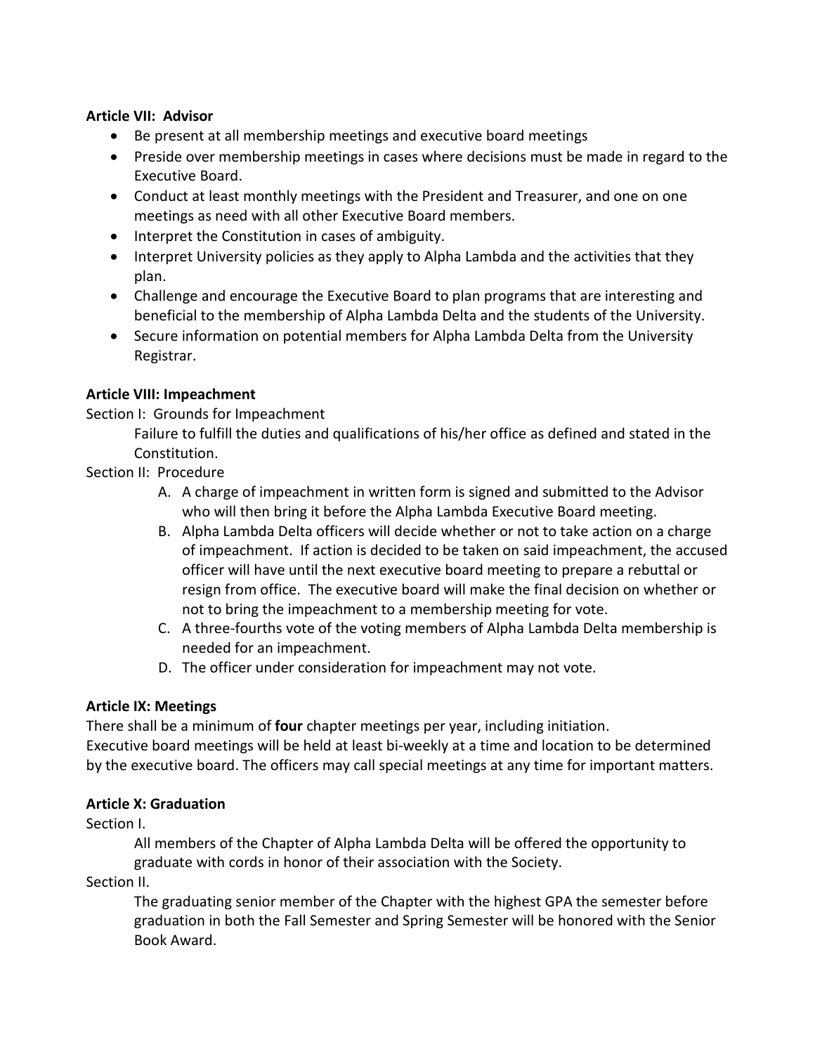**Article VII: Advisor**

- Be present at all membership meetings and executive board meetings
- Preside over membership meetings in cases where decisions must be made in regard to the Executive Board.
- Conduct at least monthly meetings with the President and Treasurer, and one on one meetings as need with all other Executive Board members.
- Interpret the Constitution in cases of ambiguity.
- Interpret University policies as they apply to Alpha Lambda and the activities that they plan.
- Challenge and encourage the Executive Board to plan programs that are interesting and beneficial to the membership of Alpha Lambda Delta and the students of the University.
- Secure information on potential members for Alpha Lambda Delta from the University Registrar.

**Article VIII: Impeachment**

Section I: Grounds for Impeachment

Failure to fulfill the duties and qualifications of his/her office as defined and stated in the Constitution.

Section II: Procedure

A. A charge of impeachment in written form is signed and submitted to the Advisor who will then bring it before the Alpha Lambda Executive Board meeting.
B. Alpha Lambda Delta officers will decide whether or not to take action on a charge of impeachment. If action is decided to be taken on said impeachment, the accused officer will have until the next executive board meeting to prepare a rebuttal or resign from office. The executive board will make the final decision on whether or not to bring the impeachment to a membership meeting for vote.
C. A three-fourths vote of the voting members of Alpha Lambda Delta membership is needed for an impeachment.
D. The officer under consideration for impeachment may not vote.

**Article IX: Meetings**

There shall be a minimum of **four** chapter meetings per year, including initiation.
Executive board meetings will be held at least bi-weekly at a time and location to be determined by the executive board. The officers may call special meetings at any time for important matters.

**Article X: Graduation**

Section I.

All members of the Chapter of Alpha Lambda Delta will be offered the opportunity to graduate with cords in honor of their association with the Society.

Section II.

The graduating senior member of the Chapter with the highest GPA the semester before graduation in both the Fall Semester and Spring Semester will be honored with the Senior Book Award.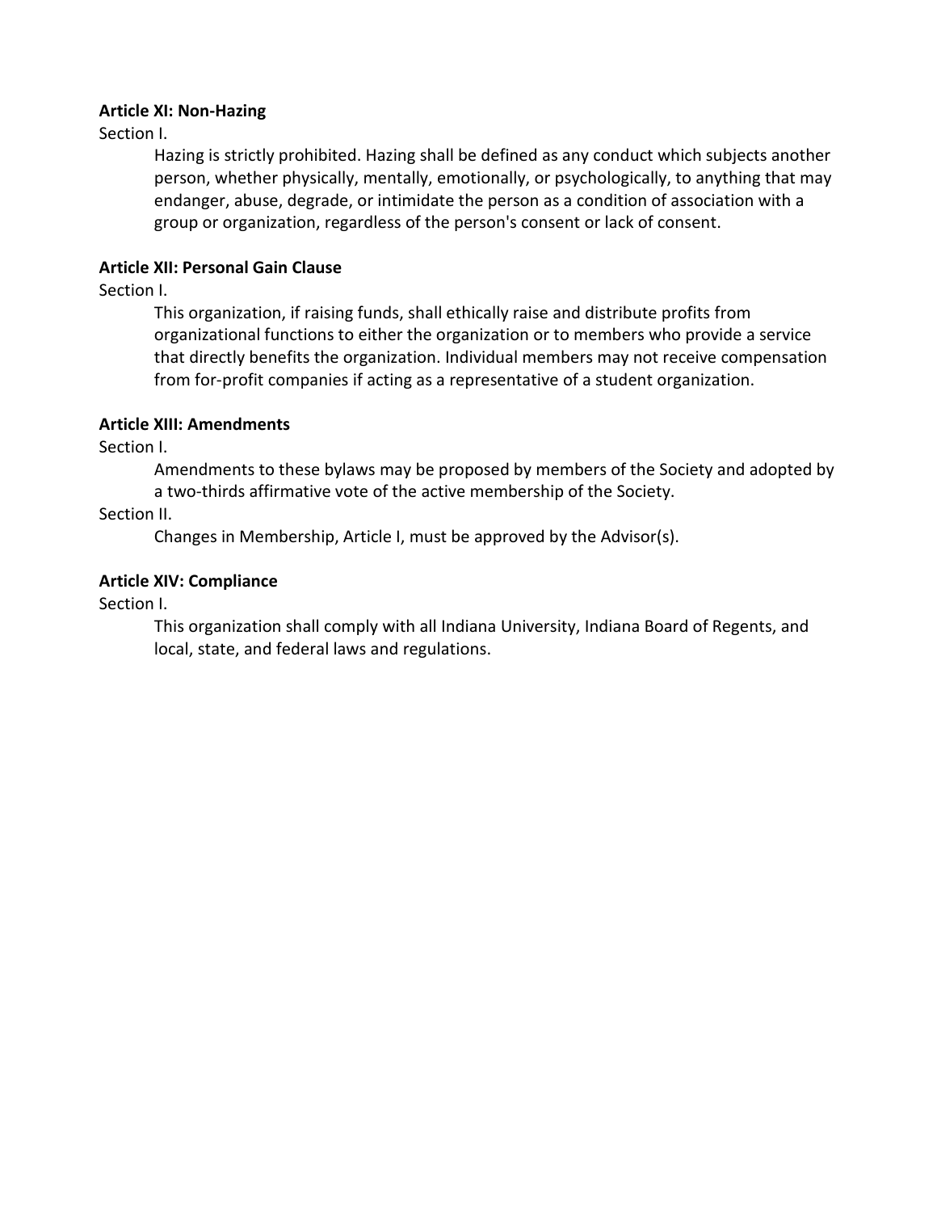**Article XI: Non-Hazing**

Section I.

Hazing is strictly prohibited. Hazing shall be defined as any conduct which subjects another person, whether physically, mentally, emotionally, or psychologically, to anything that may endanger, abuse, degrade, or intimidate the person as a condition of association with a group or organization, regardless of the person's consent or lack of consent.

**Article XII: Personal Gain Clause**

Section I.

This organization, if raising funds, shall ethically raise and distribute profits from organizational functions to either the organization or to members who provide a service that directly benefits the organization. Individual members may not receive compensation from for-profit companies if acting as a representative of a student organization.

**Article XIII: Amendments**

Section I.

Amendments to these bylaws may be proposed by members of the Society and adopted by a two-thirds affirmative vote of the active membership of the Society.

Section II.

Changes in Membership, Article I, must be approved by the Advisor(s).

**Article XIV: Compliance**

Section I.

This organization shall comply with all Indiana University, Indiana Board of Regents, and local, state, and federal laws and regulations.